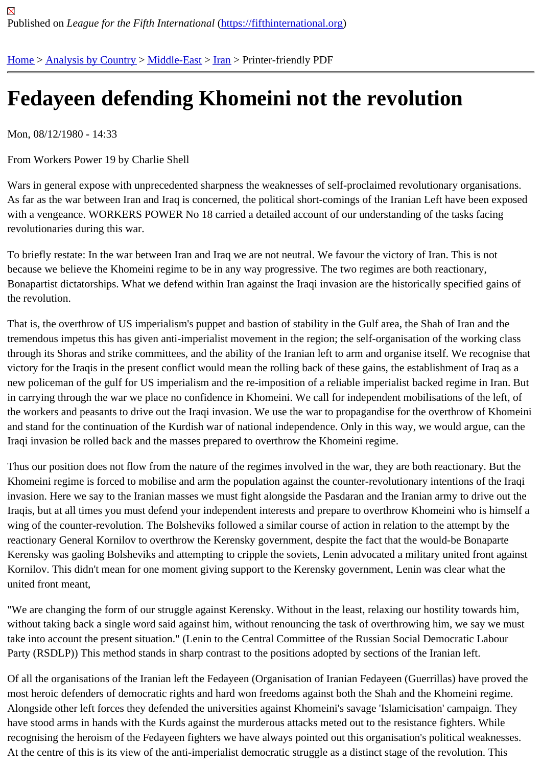Published on *League for the Fifth International* (https://fifthinternational.org)

Home > Analysis by Country > Middle-East > Iran > Printer-friendly PDF

# Fedayeen defending Khomeini not the revolution

Mon, 08/12/1980 - 14:33

From Workers Power 19 by Charlie Shell

Wars in general expose with unprecedented sharpness the weaknesses of self-proclaimed revolutionary organisations. As far as the war between Iran and Iraq is concerned, the political short-comings of the Iranian Left have been exposed with a vengeance. WORKERS POWER No 18 carried a detailed account of our understanding of the tasks facing revolutionaries during this war.

To briefly restate: In the war between Iran and Iraq we are not neutral. We favour the victory of Iran. This is not because we believe the Khomeini regime to be in any way progressive. The two regimes are both reactionary, Bonapartist dictatorships. What we defend within Iran against the Iraqi invasion are the historically specified gains of the revolution.

That is, the overthrow of US imperialism's puppet and bastion of stability in the Gulf area, the Shah of Iran and the tremendous impetus this has given anti-imperialist movement in the region; the self-organisation of the working class through its Shoras and strike committees, and the ability of the Iranian left to arm and organise itself. We recognise that victory for the Iraqis in the present conflict would mean the rolling back of these gains, the establishment of Iraq as a new policeman of the gulf for US imperialism and the re-imposition of a reliable imperialist backed regime in Iran. But in carrying through the war we place no confidence in Khomeini. We call for independent mobilisations of the left, of the workers and peasants to drive out the Iraqi invasion. We use the war to propagandise for the overthrow of Khomeini and stand for the continuation of the Kurdish war of national independence. Only in this way, we would argue, can the Iraqi invasion be rolled back and the masses prepared to overthrow the Khomeini regime.

Thus our position does not flow from the nature of the regimes involved in the war, they are both reactionary. But the Khomeini regime is forced to mobilise and arm the population against the counter-revolutionary intentions of the Iraqi invasion. Here we say to the Iranian masses we must fight alongside the Pasdaran and the Iranian army to drive out the Iraqis, but at all times you must defend your independent interests and prepare to overthrow Khomeini who is himself a wing of the counter-revolution. The Bolsheviks followed a similar course of action in relation to the attempt by the reactionary General Kornilov to overthrow the Kerensky government, despite the fact that the would-be Bonaparte Kerensky was gaoling Bolsheviks and attempting to cripple the soviets, Lenin advocated a military united front against Kornilov. This didn't mean for one moment giving support to the Kerensky government, Lenin was clear what the united front meant,

"We are changing the form of our struggle against Kerensky. Without in the least, relaxing our hostility towards him, without taking back a single word said against him, without renouncing the task of overthrowing him, we say we must take into account the present situation." (Lenin to the Central Committee of the Russian Social Democratic Labour Party (RSDLP)) This method stands in sharp contrast to the positions adopted by sections of the Iranian left.

Of all the organisations of the Iranian left the Fedayeen (Organisation of Iranian Fedayeen (Guerrillas) have proved the most heroic defenders of democratic rights and hard won freedoms against both the Shah and the Khomeini regime. Alongside other left forces they defended the universities against Khomeini's savage 'Islamicisation' campaign. They have stood arms in hands with the Kurds against the murderous attacks meted out to the resistance fighters. While recognising the heroism of the Fedayeen fighters we have always pointed out this organisation's political weaknesses. At the centre of this is its view of the anti-imperialist democratic struggle as a distinct stage of the revolution. This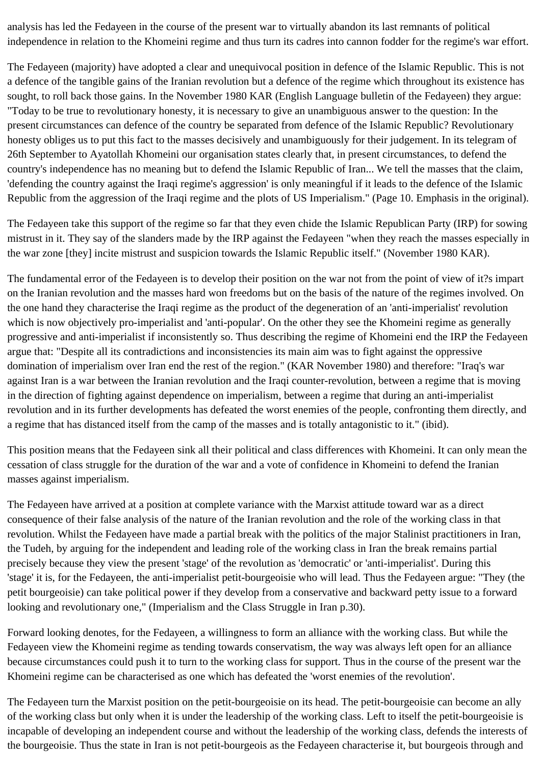analysis has led the Fedayeen in the course of the present war to virtually abandon its last remnants of political independence in relation to the Khomeini regime and thus turn its cadres into cannon fodder for the regime's war effort.

The Fedayeen (majority) have adopted a clear and unequivocal position in defence of the Islamic Republic. This is not a defence of the tangible gains of the Iranian revolution but a defence of the regime which throughout its existence has sought, to roll back those gains. In the November 1980 KAR (English Language bulletin of the Fedayeen) they argue: "Today to be true to revolutionary honesty, it is necessary to give an unambiguous answer to the question: In the present circumstances can defence of the country be separated from defence of the Islamic Republic? Revolutionary honesty obliges us to put this fact to the masses decisively and unambiguously for their judgement. In its telegram of 26th September to Ayatollah Khomeini our organisation states clearly that, in present circumstances, to defend the country's independence has no meaning but to defend the Islamic Republic of Iran... We tell the masses that the claim, 'defending the country against the Iraqi regime's aggression' is only meaningful if it leads to the defence of the Islamic Republic from the aggression of the Iraqi regime and the plots of US Imperialism." (Page 10. Emphasis in the original).

The Fedayeen take this support of the regime so far that they even chide the Islamic Republican Party (IRP) for sowing mistrust in it. They say of the slanders made by the IRP against the Fedayeen "when they reach the masses especially in the war zone [they] incite mistrust and suspicion towards the Islamic Republic itself." (November 1980 KAR).

The fundamental error of the Fedayeen is to develop their position on the war not from the point of view of it?s impart on the Iranian revolution and the masses hard won freedoms but on the basis of the nature of the regimes involved. On the one hand they characterise the Iraqi regime as the product of the degeneration of an 'anti-imperialist' revolution which is now objectively pro-imperialist and 'anti-popular'. On the other they see the Khomeini regime as generally progressive and anti-imperialist if inconsistently so. Thus describing the regime of Khomeini end the IRP the Fedayeen argue that: "Despite all its contradictions and inconsistencies its main aim was to fight against the oppressive domination of imperialism over Iran end the rest of the region." (KAR November 1980) and therefore: "Iraq's war against Iran is a war between the Iranian revolution and the Iraqi counter-revolution, between a regime that is moving in the direction of fighting against dependence on imperialism, between a regime that during an anti-imperialist revolution and in its further developments has defeated the worst enemies of the people, confronting them directly, and a regime that has distanced itself from the camp of the masses and is totally antagonistic to it." (ibid).

This position means that the Fedayeen sink all their political and class differences with Khomeini. It can only mean the cessation of class struggle for the duration of the war and a vote of confidence in Khomeini to defend the Iranian masses against imperialism.

The Fedayeen have arrived at a position at complete variance with the Marxist attitude toward war as a direct consequence of their false analysis of the nature of the Iranian revolution and the role of the working class in that revolution. Whilst the Fedayeen have made a partial break with the politics of the major Stalinist practitioners in Iran, the Tudeh, by arguing for the independent and leading role of the working class in Iran the break remains partial precisely because they view the present 'stage' of the revolution as 'democratic' or 'anti-imperialist'. During this 'stage' it is, for the Fedayeen, the anti-imperialist petit-bourgeoisie who will lead. Thus the Fedayeen argue: "They (the petit bourgeoisie) can take political power if they develop from a conservative and backward petty issue to a forward looking and revolutionary one," (Imperialism and the Class Struggle in Iran p.30).

Forward looking denotes, for the Fedayeen, a willingness to form an alliance with the working class. But while the Fedayeen view the Khomeini regime as tending towards conservatism, the way was always left open for an alliance because circumstances could push it to turn to the working class for support. Thus in the course of the present war the Khomeini regime can be characterised as one which has defeated the 'worst enemies of the revolution'.

The Fedayeen turn the Marxist position on the petit-bourgeoisie on its head. The petit-bourgeoisie can become an ally of the working class but only when it is under the leadership of the working class. Left to itself the petit-bourgeoisie is incapable of developing an independent course and without the leadership of the working class, defends the interests of the bourgeoisie. Thus the state in Iran is not petit-bourgeois as the Fedayeen characterise it, but bourgeois through and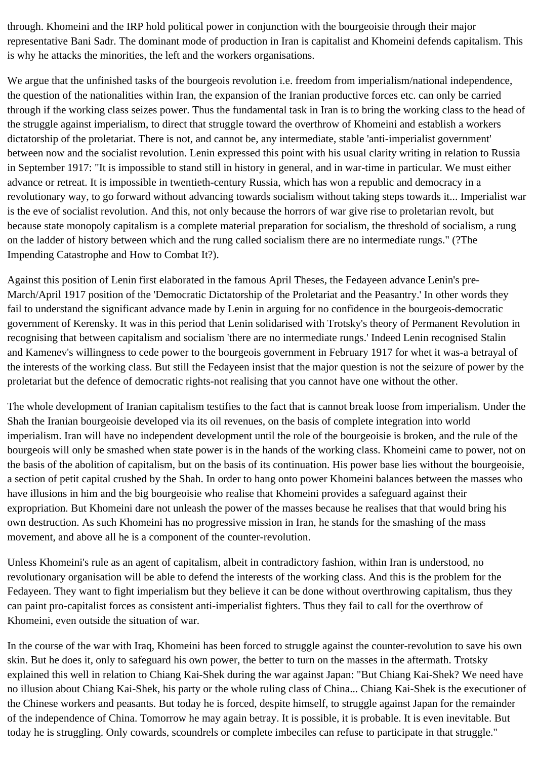through. Khomeini and the IRP hold political power in conjunction with the bourgeoisie through their major representative Bani Sadr. The dominant mode of production in Iran is capitalist and Khomeini defends capitalism. This is why he attacks the minorities, the left and the workers organisations.

We argue that the unfinished tasks of the bourgeois revolution i.e. freedom from imperialism/national independence, the question of the nationalities within Iran, the expansion of the Iranian productive forces etc. can only be carried through if the working class seizes power. Thus the fundamental task in Iran is to bring the working class to the head of the struggle against imperialism, to direct that struggle toward the overthrow of Khomeini and establish a workers dictatorship of the proletariat. There is not, and cannot be, any intermediate, stable 'anti-imperialist government' between now and the socialist revolution. Lenin expressed this point with his usual clarity writing in relation to Russia in September 1917: "It is impossible to stand still in history in general, and in war-time in particular. We must either advance or retreat. It is impossible in twentieth-century Russia, which has won a republic and democracy in a revolutionary way, to go forward without advancing towards socialism without taking steps towards it... Imperialist war is the eve of socialist revolution. And this, not only because the horrors of war give rise to proletarian revolt, but because state monopoly capitalism is a complete material preparation for socialism, the threshold of socialism, a rung on the ladder of history between which and the rung called socialism there are no intermediate rungs." (?The Impending Catastrophe and How to Combat It?).

Against this position of Lenin first elaborated in the famous April Theses, the Fedayeen advance Lenin's pre-March/April 1917 position of the 'Democratic Dictatorship of the Proletariat and the Peasantry.' In other words they fail to understand the significant advance made by Lenin in arguing for no confidence in the bourgeois-democratic government of Kerensky. It was in this period that Lenin solidarised with Trotsky's theory of Permanent Revolution in recognising that between capitalism and socialism 'there are no intermediate rungs.' Indeed Lenin recognised Stalin and Kamenev's willingness to cede power to the bourgeois government in February 1917 for whet it was-a betrayal of the interests of the working class. But still the Fedayeen insist that the major question is not the seizure of power by the proletariat but the defence of democratic rights-not realising that you cannot have one without the other.

The whole development of Iranian capitalism testifies to the fact that is cannot break loose from imperialism. Under the Shah the Iranian bourgeoisie developed via its oil revenues, on the basis of complete integration into world imperialism. Iran will have no independent development until the role of the bourgeoisie is broken, and the rule of the bourgeois will only be smashed when state power is in the hands of the working class. Khomeini came to power, not on the basis of the abolition of capitalism, but on the basis of its continuation. His power base lies without the bourgeoisie, a section of petit capital crushed by the Shah. In order to hang onto power Khomeini balances between the masses who have illusions in him and the big bourgeoisie who realise that Khomeini provides a safeguard against their expropriation. But Khomeini dare not unleash the power of the masses because he realises that that would bring his own destruction. As such Khomeini has no progressive mission in Iran, he stands for the smashing of the mass movement, and above all he is a component of the counter-revolution.

Unless Khomeini's rule as an agent of capitalism, albeit in contradictory fashion, within Iran is understood, no revolutionary organisation will be able to defend the interests of the working class. And this is the problem for the Fedayeen. They want to fight imperialism but they believe it can be done without overthrowing capitalism, thus they can paint pro-capitalist forces as consistent anti-imperialist fighters. Thus they fail to call for the overthrow of Khomeini, even outside the situation of war.

In the course of the war with Iraq, Khomeini has been forced to struggle against the counter-revolution to save his own skin. But he does it, only to safeguard his own power, the better to turn on the masses in the aftermath. Trotsky explained this well in relation to Chiang Kai-Shek during the war against Japan: "But Chiang Kai-Shek? We need have no illusion about Chiang Kai-Shek, his party or the whole ruling class of China... Chiang Kai-Shek is the executioner of the Chinese workers and peasants. But today he is forced, despite himself, to struggle against Japan for the remainder of the independence of China. Tomorrow he may again betray. It is possible, it is probable. It is even inevitable. But today he is struggling. Only cowards, scoundrels or complete imbeciles can refuse to participate in that struggle."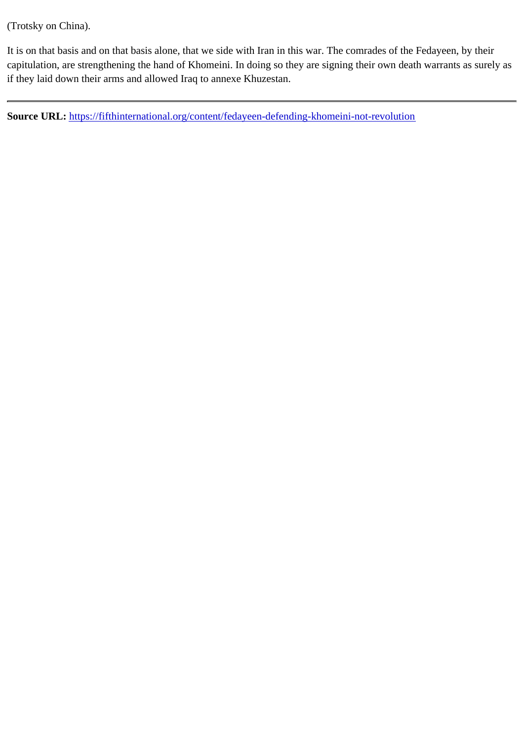(Trotsky on China).

It is on that basis and on that basis alone, that we side with Iran in this war. The comrades of the Fedayeen, by their capitulation, are strengthening the hand of Khomeini. In doing so they are signing their own death warrants as surely as if they laid down their arms and allowed Iraq to annexe Khuzestan.

---

**Source URL:** https://fifthinternational.org/content/fedayeen-defending-khomeini-not-revolution